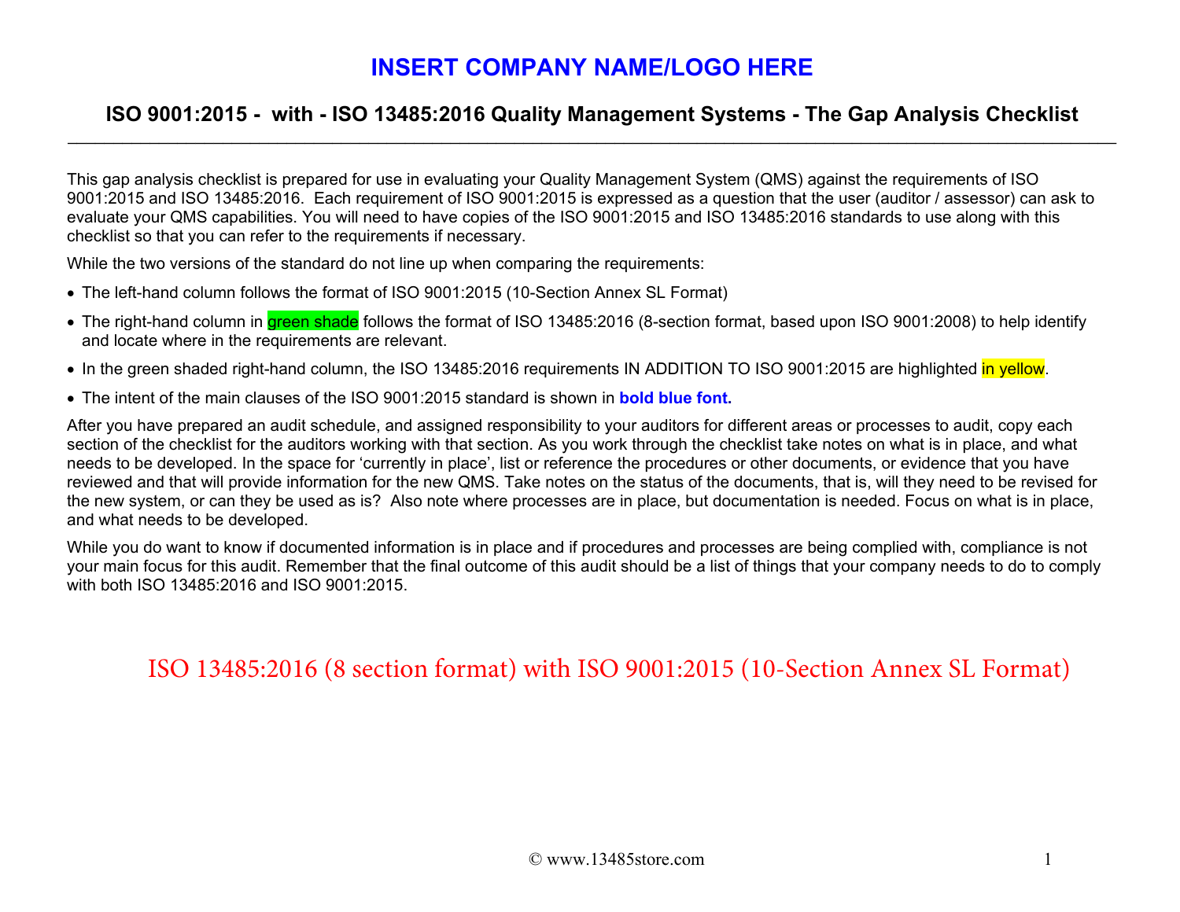# INSERT COMPANY NAME/LOGO HERE

## ISO 9001:2015 - with - ISO 13485:2016 Quality Management Systems - The Gap Analysis Checklist

---

This gap analysis checklist is prepared for use in evaluating your Quality Management System (QMS) against the requirements of ISO 9001:2015 and ISO 13485:2016. Each requirement of ISO 9001:2015 is expressed as a question that the user (auditor / assessor) can ask to evaluate your QMS capabilities. You will need to have copies of the ISO 9001:2015 and ISO 13485:2016 standards to use along with this checklist so that you can refer to the requirements if necessary.

While the two versions of the standard do not line up when comparing the requirements:

- The left-hand column follows the format of ISO 9001:2015 (10-Section Annex SL Format)
- The right-hand column in green shade follows the format of ISO 13485:2016 (8-section format, based upon ISO 9001:2008) to help identify and locate where in the requirements are relevant.
- In the green shaded right-hand column, the ISO 13485:2016 requirements IN ADDITION TO ISO 9001:2015 are highlighted in yellow.
- The intent of the main clauses of the ISO 9001:2015 standard is shown in **bold blue font.**

After you have prepared an audit schedule, and assigned responsibility to your auditors for different areas or processes to audit, copy each section of the checklist for the auditors working with that section. As you work through the checklist take notes on what is in place, and what needs to be developed. In the space for 'currently in place', list or reference the procedures or other documents, or evidence that you have reviewed and that will provide information for the new QMS. Take notes on the status of the documents, that is, will they need to be revised for the new system, or can they be used as is? Also note where processes are in place, but documentation is needed. Focus on what is in place, and what needs to be developed.

While you do want to know if documented information is in place and if procedures and processes are being complied with, compliance is not your main focus for this audit. Remember that the final outcome of this audit should be a list of things that your company needs to do to comply with both ISO 13485:2016 and ISO 9001:2015.

## ISO 13485:2016 (8 section format) with ISO 9001:2015 (10-Section Annex SL Format)

© www.13485store.com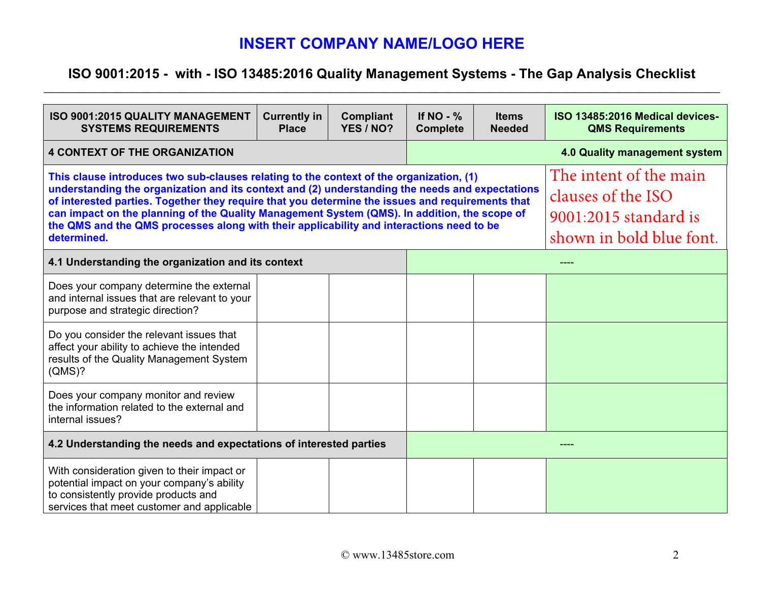# INSERT COMPANY NAME/LOGO HERE

## ISO 9001:2015 - with - ISO 13485:2016 Quality Management Systems - The Gap Analysis Checklist

| ISO 9001:2015 QUALITY MANAGEMENT SYSTEMS REQUIREMENTS | Currently in Place | Compliant YES / NO? | If NO - % Complete | Items Needed | ISO 13485:2016 Medical devices- QMS Requirements |
|---|---|---|---|---|---|
| **4 CONTEXT OF THE ORGANIZATION** | | | | | **4.0 Quality management system** |
| **This clause introduces two sub-clauses relating to the context of the organization, (1) understanding the organization and its context and (2) understanding the needs and expectations of interested parties. Together they require that you determine the issues and requirements that can impact on the planning of the Quality Management System (QMS). In addition, the scope of the QMS and the QMS processes along with their applicability and interactions need to be determined.** | | | | | The intent of the main clauses of the ISO 9001:2015 standard is shown in bold blue font. |
| **4.1 Understanding the organization and its context** | | | | | ---- |
| Does your company determine the external and internal issues that are relevant to your purpose and strategic direction? | | | | | |
| Do you consider the relevant issues that affect your ability to achieve the intended results of the Quality Management System (QMS)? | | | | | |
| Does your company monitor and review the information related to the external and internal issues? | | | | | |
| **4.2 Understanding the needs and expectations of interested parties** | | | | | ---- |
| With consideration given to their impact or potential impact on your company's ability to consistently provide products and services that meet customer and applicable | | | | | |

© www.13485store.com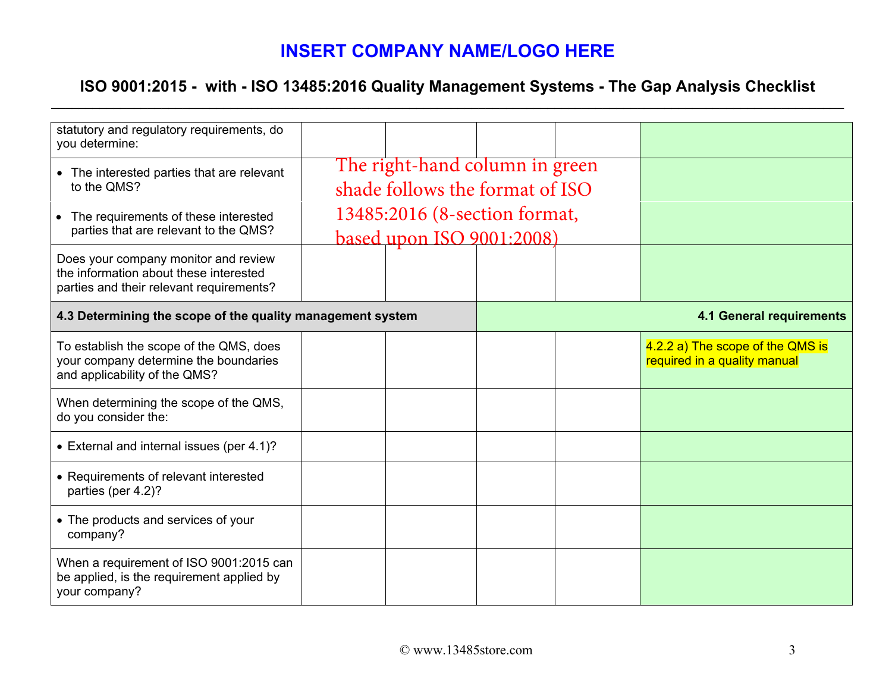# INSERT COMPANY NAME/LOGO HERE

## ISO 9001:2015 - with - ISO 13485:2016 Quality Management Systems - The Gap Analysis Checklist

The right-hand column in green shade follows the format of ISO 13485:2016 (8-section format, based upon ISO 9001:2008)

| | | | | | |
|---|---|---|---|---|---|
| statutory and regulatory requirements, do you determine: | | | | | |
| • The interested parties that are relevant to the QMS? | | | | | |
| • The requirements of these interested parties that are relevant to the QMS? | | | | | |
| Does your company monitor and review the information about these interested parties and their relevant requirements? | | | | | |
| **4.3 Determining the scope of the quality management system** | | | | | **4.1 General requirements** |
| To establish the scope of the QMS, does your company determine the boundaries and applicability of the QMS? | | | | | 4.2.2 a) The scope of the QMS is required in a quality manual |
| When determining the scope of the QMS, do you consider the: | | | | | |
| • External and internal issues (per 4.1)? | | | | | |
| • Requirements of relevant interested parties (per 4.2)? | | | | | |
| • The products and services of your company? | | | | | |
| When a requirement of ISO 9001:2015 can be applied, is the requirement applied by your company? | | | | | |

© www.13485store.com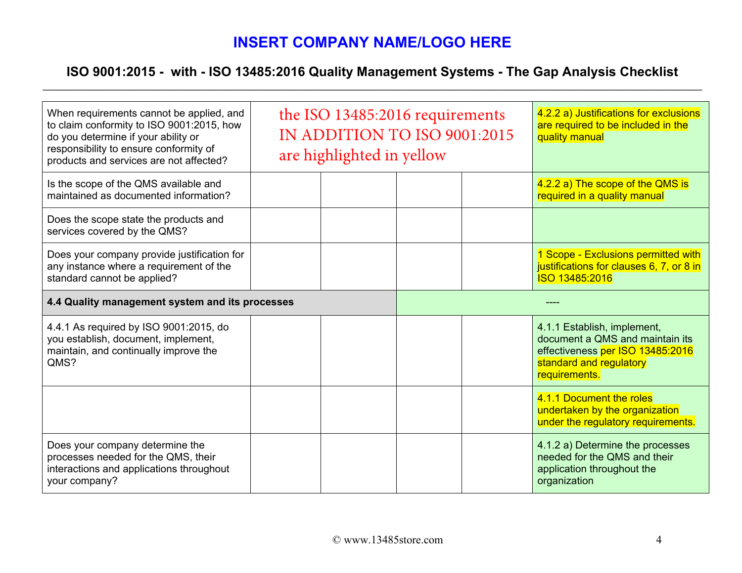# INSERT COMPANY NAME/LOGO HERE

## ISO 9001:2015 - with - ISO 13485:2016 Quality Management Systems - The Gap Analysis Checklist

| | | | | | |
|---|---|---|---|---|---|
| When requirements cannot be applied, and to claim conformity to ISO 9001:2015, how do you determine if your ability or responsibility to ensure conformity of products and services are not affected? | the ISO 13485:2016 requirements IN ADDITION TO ISO 9001:2015 are highlighted in yellow | | | | 4.2.2 a) Justifications for exclusions are required to be included in the quality manual |
| Is the scope of the QMS available and maintained as documented information? | | | | | 4.2.2 a) The scope of the QMS is required in a quality manual |
| Does the scope state the products and services covered by the QMS? | | | | | |
| Does your company provide justification for any instance where a requirement of the standard cannot be applied? | | | | | 1 Scope - Exclusions permitted with justifications for clauses 6, 7, or 8 in ISO 13485:2016 |
| **4.4 Quality management system and its processes** | | | ---- | | |
| 4.4.1 As required by ISO 9001:2015, do you establish, document, implement, maintain, and continually improve the QMS? | | | | | 4.1.1 Establish, implement, document a QMS and maintain its effectiveness per ISO 13485:2016 standard and regulatory requirements. |
| | | | | | 4.1.1 Document the roles undertaken by the organization under the regulatory requirements. |
| Does your company determine the processes needed for the QMS, their interactions and applications throughout your company? | | | | | 4.1.2 a) Determine the processes needed for the QMS and their application throughout the organization |

© www.13485store.com